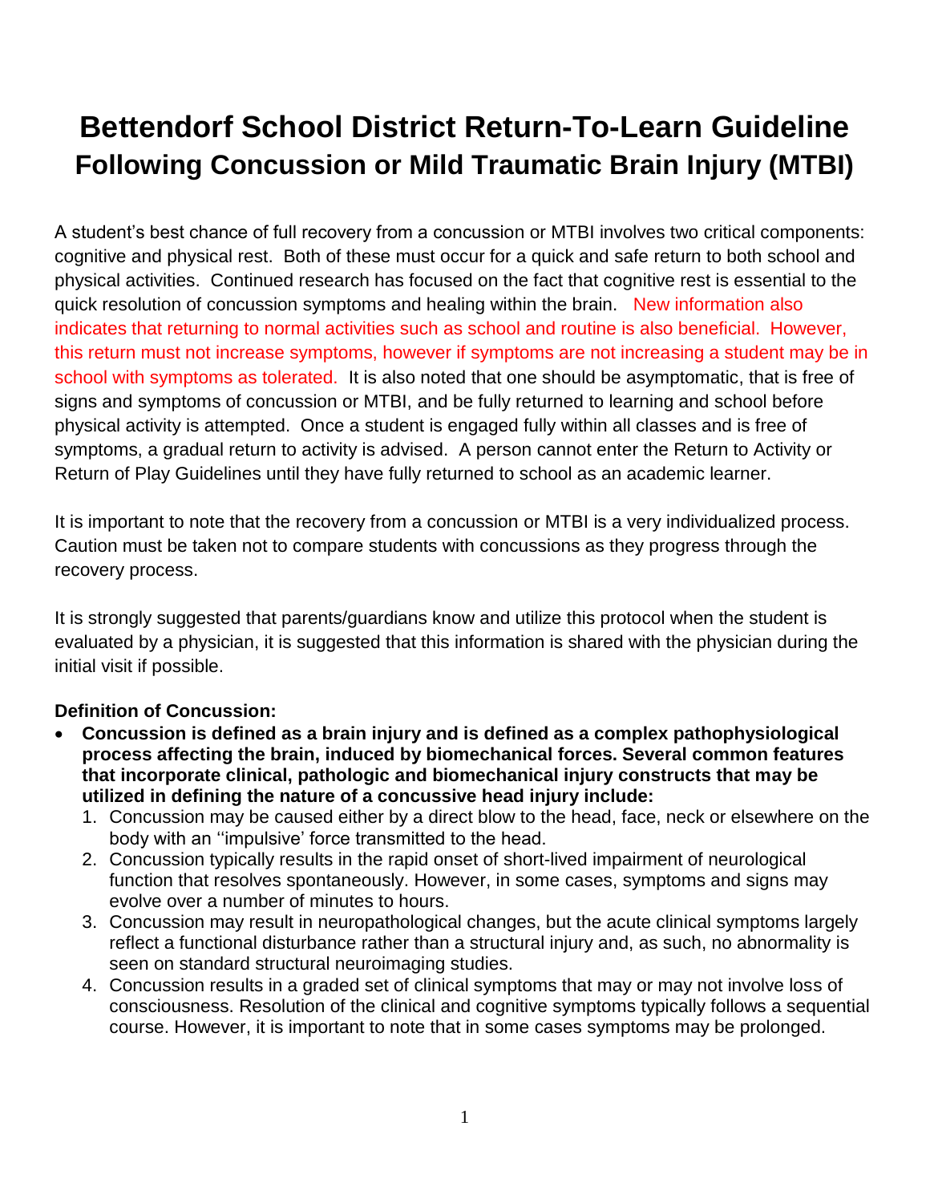# Bettendorf School District Return-To-Learn Guideline

## Following Concussion or Mild Traumatic Brain Injury (MTBI)

A student's best chance of full recovery from a concussion or MTBI involves two critical components: cognitive and physical rest. Both of these must occur for a quick and safe return to both school and physical activities. Continued research has focused on the fact that cognitive rest is essential to the quick resolution of concussion symptoms and healing within the brain. New information also indicates that returning to normal activities such as school and routine is also beneficial. However, this return must not increase symptoms, however if symptoms are not increasing a student may be in school with symptoms as tolerated. It is also noted that one should be asymptomatic, that is free of signs and symptoms of concussion or MTBI, and be fully returned to learning and school before physical activity is attempted. Once a student is engaged fully within all classes and is free of symptoms, a gradual return to activity is advised. A person cannot enter the Return to Activity or Return of Play Guidelines until they have fully returned to school as an academic learner.

It is important to note that the recovery from a concussion or MTBI is a very individualized process. Caution must be taken not to compare students with concussions as they progress through the recovery process.

It is strongly suggested that parents/guardians know and utilize this protocol when the student is evaluated by a physician, it is suggested that this information is shared with the physician during the initial visit if possible.

**Definition of Concussion:**

- **Concussion is defined as a brain injury and is defined as a complex pathophysiological process affecting the brain, induced by biomechanical forces. Several common features that incorporate clinical, pathologic and biomechanical injury constructs that may be utilized in defining the nature of a concussive head injury include:**
  1. Concussion may be caused either by a direct blow to the head, face, neck or elsewhere on the body with an ''impulsive' force transmitted to the head.
  2. Concussion typically results in the rapid onset of short-lived impairment of neurological function that resolves spontaneously. However, in some cases, symptoms and signs may evolve over a number of minutes to hours.
  3. Concussion may result in neuropathological changes, but the acute clinical symptoms largely reflect a functional disturbance rather than a structural injury and, as such, no abnormality is seen on standard structural neuroimaging studies.
  4. Concussion results in a graded set of clinical symptoms that may or may not involve loss of consciousness. Resolution of the clinical and cognitive symptoms typically follows a sequential course. However, it is important to note that in some cases symptoms may be prolonged.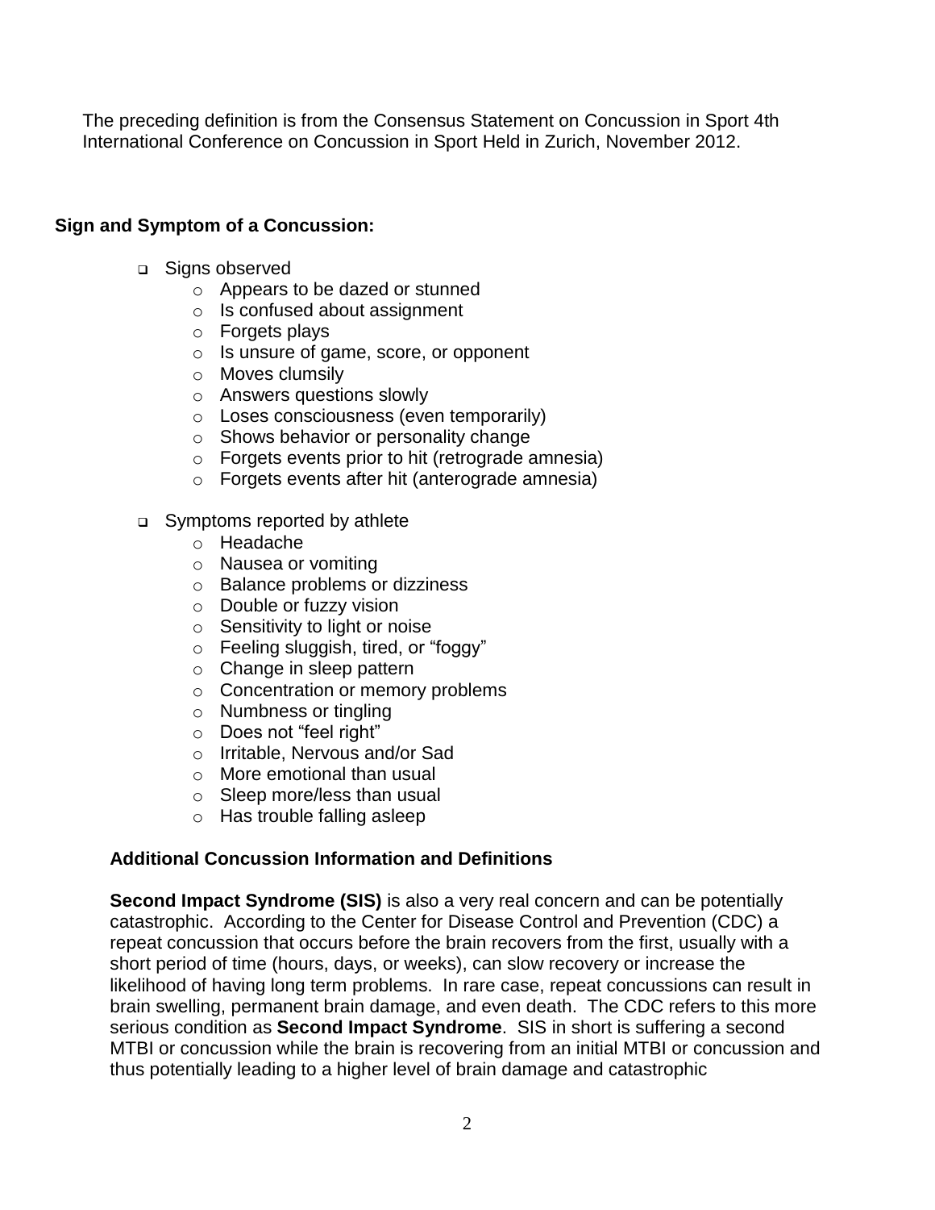The preceding definition is from the Consensus Statement on Concussion in Sport 4th International Conference on Concussion in Sport Held in Zurich, November 2012.

**Sign and Symptom of a Concussion:**

- Signs observed
  - Appears to be dazed or stunned
  - Is confused about assignment
  - Forgets plays
  - Is unsure of game, score, or opponent
  - Moves clumsily
  - Answers questions slowly
  - Loses consciousness (even temporarily)
  - Shows behavior or personality change
  - Forgets events prior to hit (retrograde amnesia)
  - Forgets events after hit (anterograde amnesia)

- Symptoms reported by athlete
  - Headache
  - Nausea or vomiting
  - Balance problems or dizziness
  - Double or fuzzy vision
  - Sensitivity to light or noise
  - Feeling sluggish, tired, or "foggy"
  - Change in sleep pattern
  - Concentration or memory problems
  - Numbness or tingling
  - Does not "feel right"
  - Irritable, Nervous and/or Sad
  - More emotional than usual
  - Sleep more/less than usual
  - Has trouble falling asleep

**Additional Concussion Information and Definitions**

**Second Impact Syndrome (SIS)** is also a very real concern and can be potentially catastrophic. According to the Center for Disease Control and Prevention (CDC) a repeat concussion that occurs before the brain recovers from the first, usually with a short period of time (hours, days, or weeks), can slow recovery or increase the likelihood of having long term problems. In rare case, repeat concussions can result in brain swelling, permanent brain damage, and even death. The CDC refers to this more serious condition as **Second Impact Syndrome**. SIS in short is suffering a second MTBI or concussion while the brain is recovering from an initial MTBI or concussion and thus potentially leading to a higher level of brain damage and catastrophic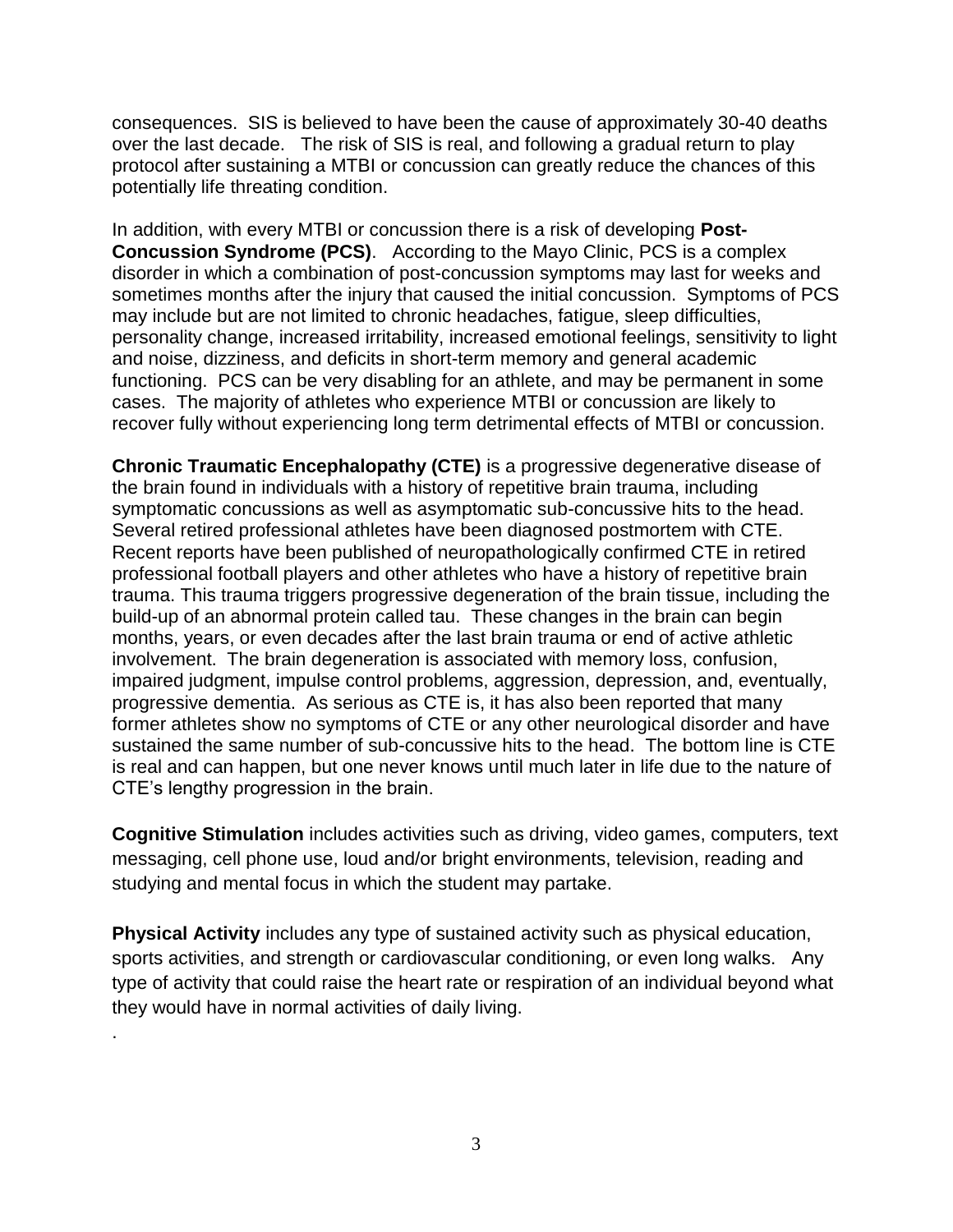consequences. SIS is believed to have been the cause of approximately 30-40 deaths over the last decade. The risk of SIS is real, and following a gradual return to play protocol after sustaining a MTBI or concussion can greatly reduce the chances of this potentially life threating condition.

In addition, with every MTBI or concussion there is a risk of developing **Post-Concussion Syndrome (PCS)**. According to the Mayo Clinic, PCS is a complex disorder in which a combination of post-concussion symptoms may last for weeks and sometimes months after the injury that caused the initial concussion. Symptoms of PCS may include but are not limited to chronic headaches, fatigue, sleep difficulties, personality change, increased irritability, increased emotional feelings, sensitivity to light and noise, dizziness, and deficits in short-term memory and general academic functioning. PCS can be very disabling for an athlete, and may be permanent in some cases. The majority of athletes who experience MTBI or concussion are likely to recover fully without experiencing long term detrimental effects of MTBI or concussion.

**Chronic Traumatic Encephalopathy (CTE)** is a progressive degenerative disease of the brain found in individuals with a history of repetitive brain trauma, including symptomatic concussions as well as asymptomatic sub-concussive hits to the head. Several retired professional athletes have been diagnosed postmortem with CTE. Recent reports have been published of neuropathologically confirmed CTE in retired professional football players and other athletes who have a history of repetitive brain trauma. This trauma triggers progressive degeneration of the brain tissue, including the build-up of an abnormal protein called tau. These changes in the brain can begin months, years, or even decades after the last brain trauma or end of active athletic involvement. The brain degeneration is associated with memory loss, confusion, impaired judgment, impulse control problems, aggression, depression, and, eventually, progressive dementia. As serious as CTE is, it has also been reported that many former athletes show no symptoms of CTE or any other neurological disorder and have sustained the same number of sub-concussive hits to the head. The bottom line is CTE is real and can happen, but one never knows until much later in life due to the nature of CTE's lengthy progression in the brain.

**Cognitive Stimulation** includes activities such as driving, video games, computers, text messaging, cell phone use, loud and/or bright environments, television, reading and studying and mental focus in which the student may partake.

**Physical Activity** includes any type of sustained activity such as physical education, sports activities, and strength or cardiovascular conditioning, or even long walks. Any type of activity that could raise the heart rate or respiration of an individual beyond what they would have in normal activities of daily living.

.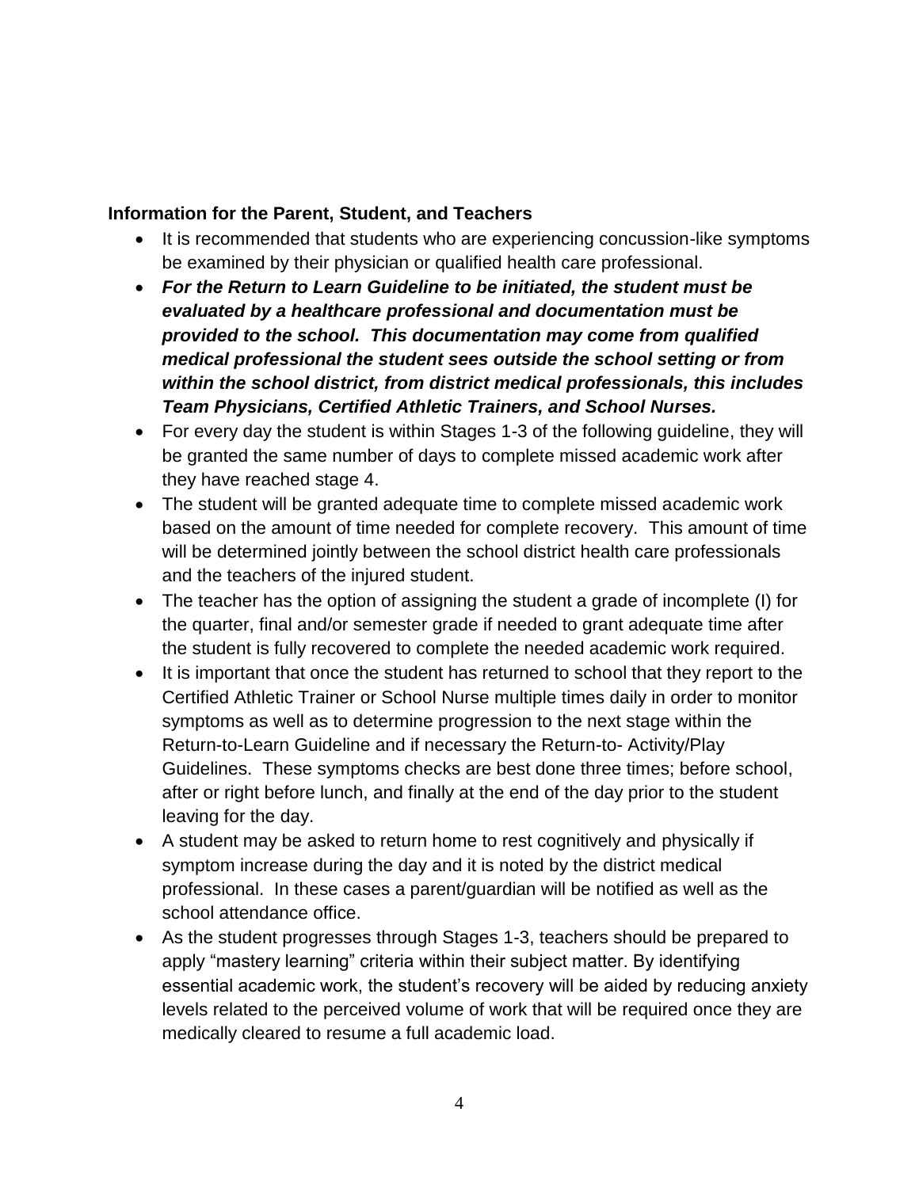**Information for the Parent, Student, and Teachers**

- It is recommended that students who are experiencing concussion-like symptoms be examined by their physician or qualified health care professional.
- ***For the Return to Learn Guideline to be initiated, the student must be evaluated by a healthcare professional and documentation must be provided to the school. This documentation may come from qualified medical professional the student sees outside the school setting or from within the school district, from district medical professionals, this includes Team Physicians, Certified Athletic Trainers, and School Nurses.***
- For every day the student is within Stages 1-3 of the following guideline, they will be granted the same number of days to complete missed academic work after they have reached stage 4.
- The student will be granted adequate time to complete missed academic work based on the amount of time needed for complete recovery. This amount of time will be determined jointly between the school district health care professionals and the teachers of the injured student.
- The teacher has the option of assigning the student a grade of incomplete (I) for the quarter, final and/or semester grade if needed to grant adequate time after the student is fully recovered to complete the needed academic work required.
- It is important that once the student has returned to school that they report to the Certified Athletic Trainer or School Nurse multiple times daily in order to monitor symptoms as well as to determine progression to the next stage within the Return-to-Learn Guideline and if necessary the Return-to- Activity/Play Guidelines. These symptoms checks are best done three times; before school, after or right before lunch, and finally at the end of the day prior to the student leaving for the day.
- A student may be asked to return home to rest cognitively and physically if symptom increase during the day and it is noted by the district medical professional. In these cases a parent/guardian will be notified as well as the school attendance office.
- As the student progresses through Stages 1-3, teachers should be prepared to apply "mastery learning" criteria within their subject matter. By identifying essential academic work, the student's recovery will be aided by reducing anxiety levels related to the perceived volume of work that will be required once they are medically cleared to resume a full academic load.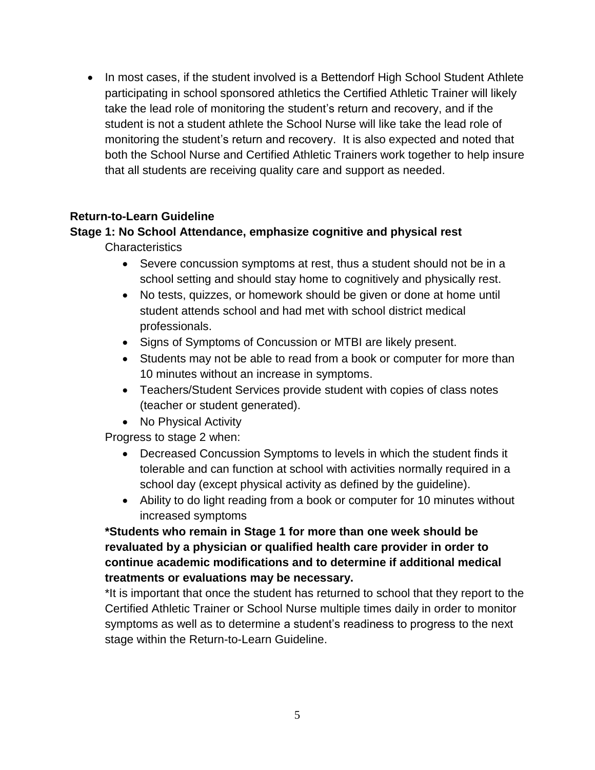- In most cases, if the student involved is a Bettendorf High School Student Athlete participating in school sponsored athletics the Certified Athletic Trainer will likely take the lead role of monitoring the student's return and recovery, and if the student is not a student athlete the School Nurse will like take the lead role of monitoring the student's return and recovery. It is also expected and noted that both the School Nurse and Certified Athletic Trainers work together to help insure that all students are receiving quality care and support as needed.

**Return-to-Learn Guideline**

**Stage 1: No School Attendance, emphasize cognitive and physical rest**

Characteristics

- Severe concussion symptoms at rest, thus a student should not be in a school setting and should stay home to cognitively and physically rest.
- No tests, quizzes, or homework should be given or done at home until student attends school and had met with school district medical professionals.
- Signs of Symptoms of Concussion or MTBI are likely present.
- Students may not be able to read from a book or computer for more than 10 minutes without an increase in symptoms.
- Teachers/Student Services provide student with copies of class notes (teacher or student generated).
- No Physical Activity

Progress to stage 2 when:

- Decreased Concussion Symptoms to levels in which the student finds it tolerable and can function at school with activities normally required in a school day (except physical activity as defined by the guideline).
- Ability to do light reading from a book or computer for 10 minutes without increased symptoms

**\*Students who remain in Stage 1 for more than one week should be revaluated by a physician or qualified health care provider in order to continue academic modifications and to determine if additional medical treatments or evaluations may be necessary.**

\*It is important that once the student has returned to school that they report to the Certified Athletic Trainer or School Nurse multiple times daily in order to monitor symptoms as well as to determine a student's readiness to progress to the next stage within the Return-to-Learn Guideline.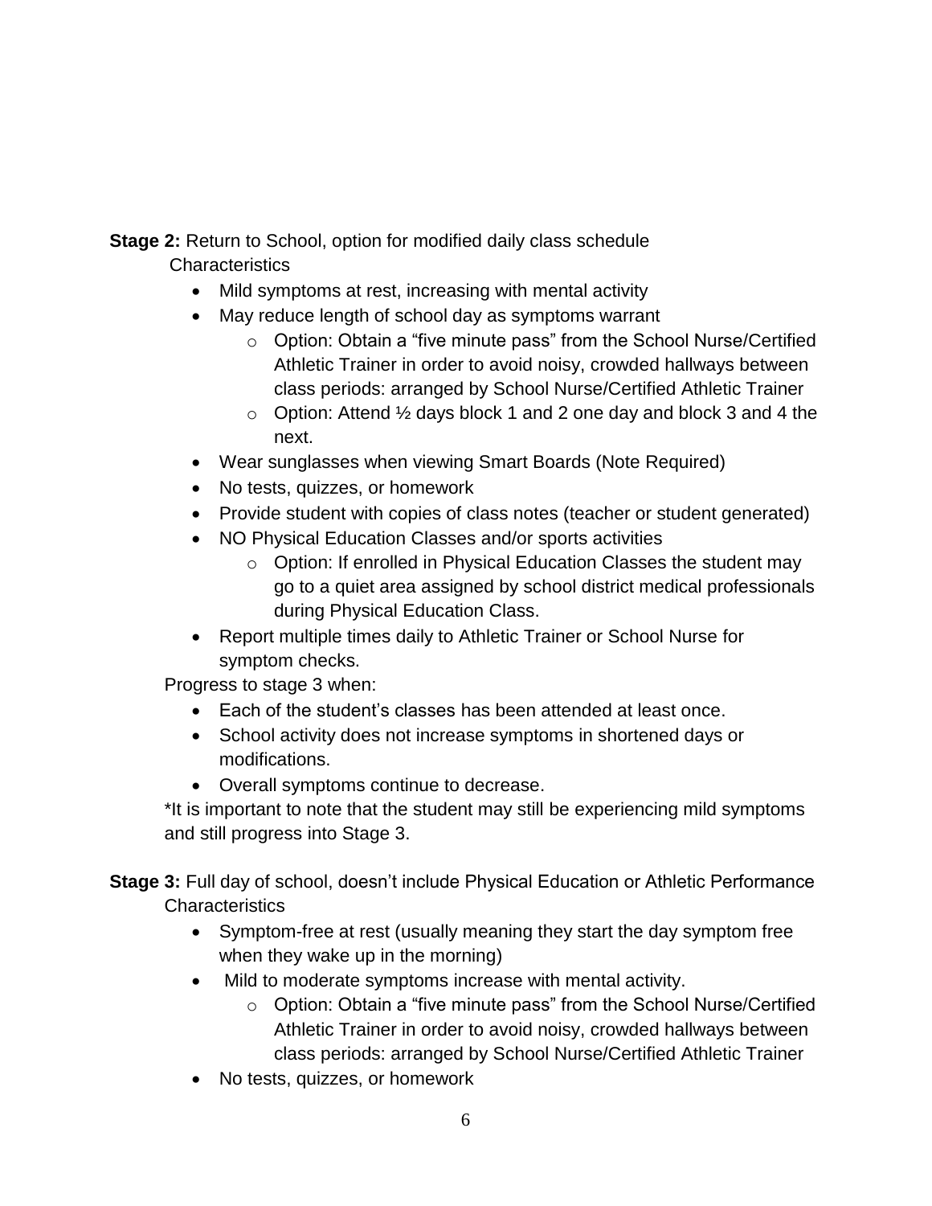**Stage 2:** Return to School, option for modified daily class schedule

Characteristics

- Mild symptoms at rest, increasing with mental activity
- May reduce length of school day as symptoms warrant
  - Option: Obtain a "five minute pass" from the School Nurse/Certified Athletic Trainer in order to avoid noisy, crowded hallways between class periods: arranged by School Nurse/Certified Athletic Trainer
  - Option: Attend ½ days block 1 and 2 one day and block 3 and 4 the next.
- Wear sunglasses when viewing Smart Boards (Note Required)
- No tests, quizzes, or homework
- Provide student with copies of class notes (teacher or student generated)
- NO Physical Education Classes and/or sports activities
  - Option: If enrolled in Physical Education Classes the student may go to a quiet area assigned by school district medical professionals during Physical Education Class.
- Report multiple times daily to Athletic Trainer or School Nurse for symptom checks.

Progress to stage 3 when:

- Each of the student's classes has been attended at least once.
- School activity does not increase symptoms in shortened days or modifications.
- Overall symptoms continue to decrease.

*It is important to note that the student may still be experiencing mild symptoms and still progress into Stage 3.

**Stage 3:** Full day of school, doesn't include Physical Education or Athletic Performance

Characteristics

- Symptom-free at rest (usually meaning they start the day symptom free when they wake up in the morning)
- Mild to moderate symptoms increase with mental activity.
  - Option: Obtain a "five minute pass" from the School Nurse/Certified Athletic Trainer in order to avoid noisy, crowded hallways between class periods: arranged by School Nurse/Certified Athletic Trainer
- No tests, quizzes, or homework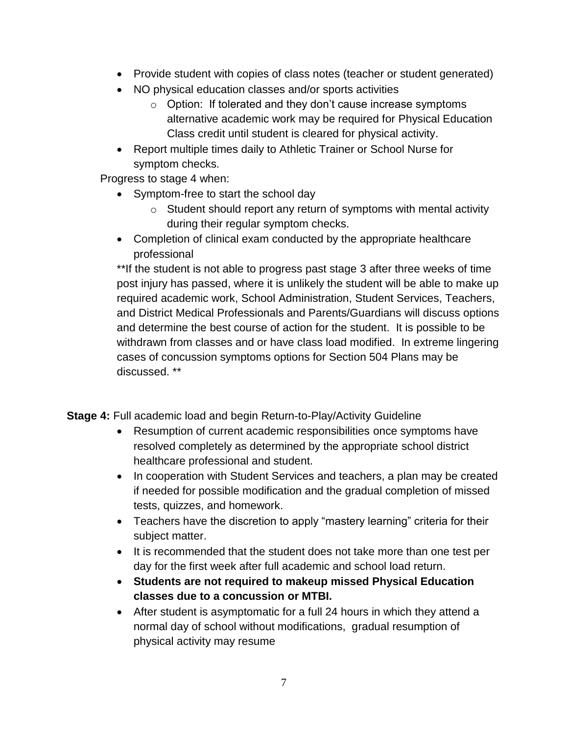- Provide student with copies of class notes (teacher or student generated)
- NO physical education classes and/or sports activities
  - Option: If tolerated and they don't cause increase symptoms alternative academic work may be required for Physical Education Class credit until student is cleared for physical activity.
- Report multiple times daily to Athletic Trainer or School Nurse for symptom checks.

Progress to stage 4 when:

- Symptom-free to start the school day
  - Student should report any return of symptoms with mental activity during their regular symptom checks.
- Completion of clinical exam conducted by the appropriate healthcare professional

**If the student is not able to progress past stage 3 after three weeks of time post injury has passed, where it is unlikely the student will be able to make up required academic work, School Administration, Student Services, Teachers, and District Medical Professionals and Parents/Guardians will discuss options and determine the best course of action for the student. It is possible to be withdrawn from classes and or have class load modified. In extreme lingering cases of concussion symptoms options for Section 504 Plans may be discussed. **

**Stage 4:** Full academic load and begin Return-to-Play/Activity Guideline

- Resumption of current academic responsibilities once symptoms have resolved completely as determined by the appropriate school district healthcare professional and student.
- In cooperation with Student Services and teachers, a plan may be created if needed for possible modification and the gradual completion of missed tests, quizzes, and homework.
- Teachers have the discretion to apply "mastery learning" criteria for their subject matter.
- It is recommended that the student does not take more than one test per day for the first week after full academic and school load return.
- **Students are not required to makeup missed Physical Education classes due to a concussion or MTBI.**
- After student is asymptomatic for a full 24 hours in which they attend a normal day of school without modifications, gradual resumption of physical activity may resume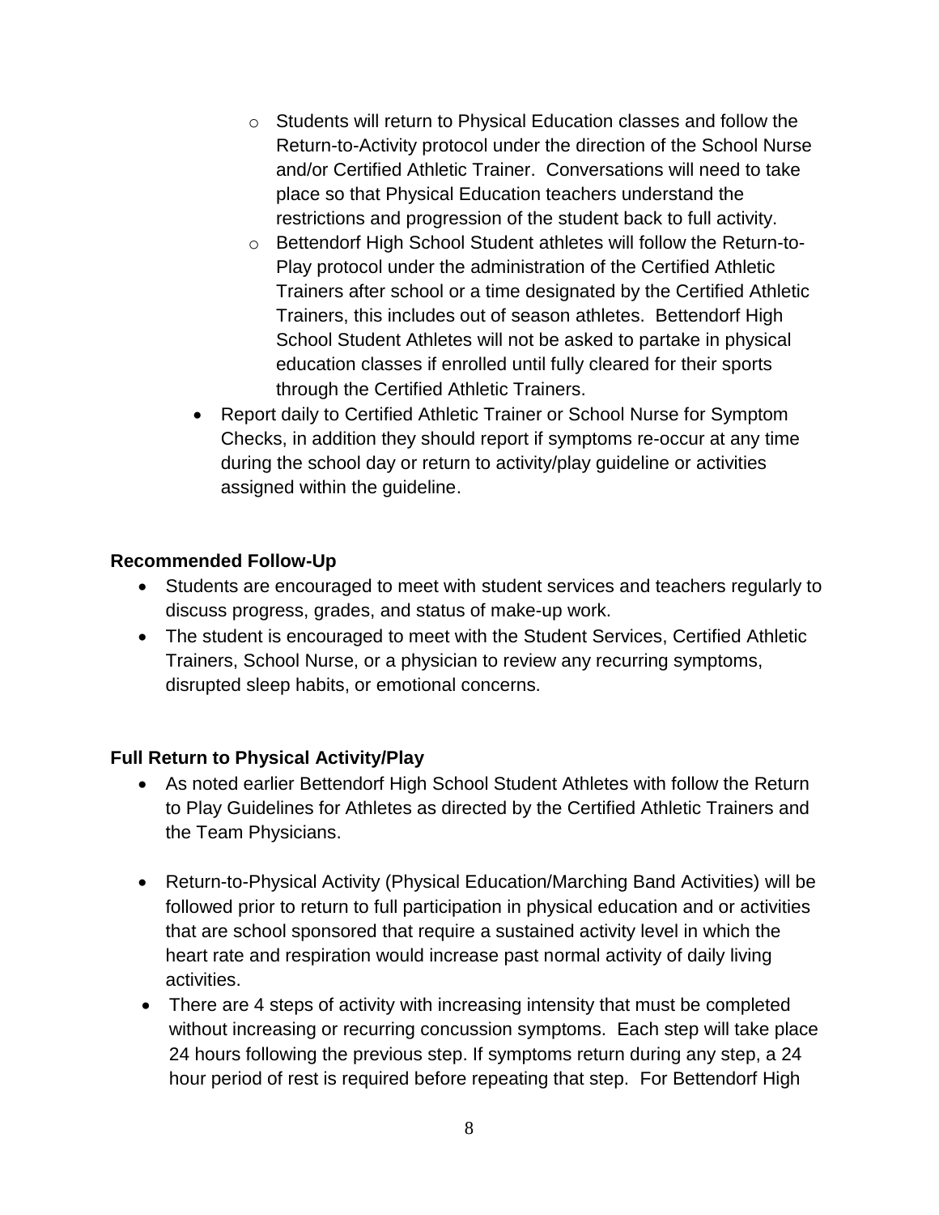- Students will return to Physical Education classes and follow the Return-to-Activity protocol under the direction of the School Nurse and/or Certified Athletic Trainer. Conversations will need to take place so that Physical Education teachers understand the restrictions and progression of the student back to full activity.
    - Bettendorf High School Student athletes will follow the Return-to-Play protocol under the administration of the Certified Athletic Trainers after school or a time designated by the Certified Athletic Trainers, this includes out of season athletes. Bettendorf High School Student Athletes will not be asked to partake in physical education classes if enrolled until fully cleared for their sports through the Certified Athletic Trainers.
- Report daily to Certified Athletic Trainer or School Nurse for Symptom Checks, in addition they should report if symptoms re-occur at any time during the school day or return to activity/play guideline or activities assigned within the guideline.

**Recommended Follow-Up**

- Students are encouraged to meet with student services and teachers regularly to discuss progress, grades, and status of make-up work.
- The student is encouraged to meet with the Student Services, Certified Athletic Trainers, School Nurse, or a physician to review any recurring symptoms, disrupted sleep habits, or emotional concerns.

**Full Return to Physical Activity/Play**

- As noted earlier Bettendorf High School Student Athletes with follow the Return to Play Guidelines for Athletes as directed by the Certified Athletic Trainers and the Team Physicians.
- Return-to-Physical Activity (Physical Education/Marching Band Activities) will be followed prior to return to full participation in physical education and or activities that are school sponsored that require a sustained activity level in which the heart rate and respiration would increase past normal activity of daily living activities.
- There are 4 steps of activity with increasing intensity that must be completed without increasing or recurring concussion symptoms. Each step will take place 24 hours following the previous step. If symptoms return during any step, a 24 hour period of rest is required before repeating that step. For Bettendorf High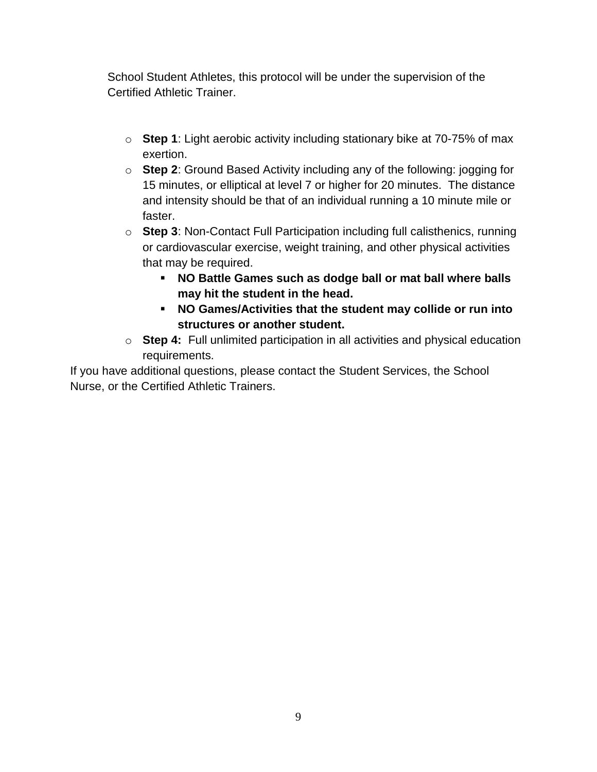School Student Athletes, this protocol will be under the supervision of the Certified Athletic Trainer.

- **Step 1**: Light aerobic activity including stationary bike at 70-75% of max exertion.
- **Step 2**: Ground Based Activity including any of the following: jogging for 15 minutes, or elliptical at level 7 or higher for 20 minutes. The distance and intensity should be that of an individual running a 10 minute mile or faster.
- **Step 3**: Non-Contact Full Participation including full calisthenics, running or cardiovascular exercise, weight training, and other physical activities that may be required.
  - **NO Battle Games such as dodge ball or mat ball where balls may hit the student in the head.**
  - **NO Games/Activities that the student may collide or run into structures or another student.**
- **Step 4:** Full unlimited participation in all activities and physical education requirements.

If you have additional questions, please contact the Student Services, the School Nurse, or the Certified Athletic Trainers.